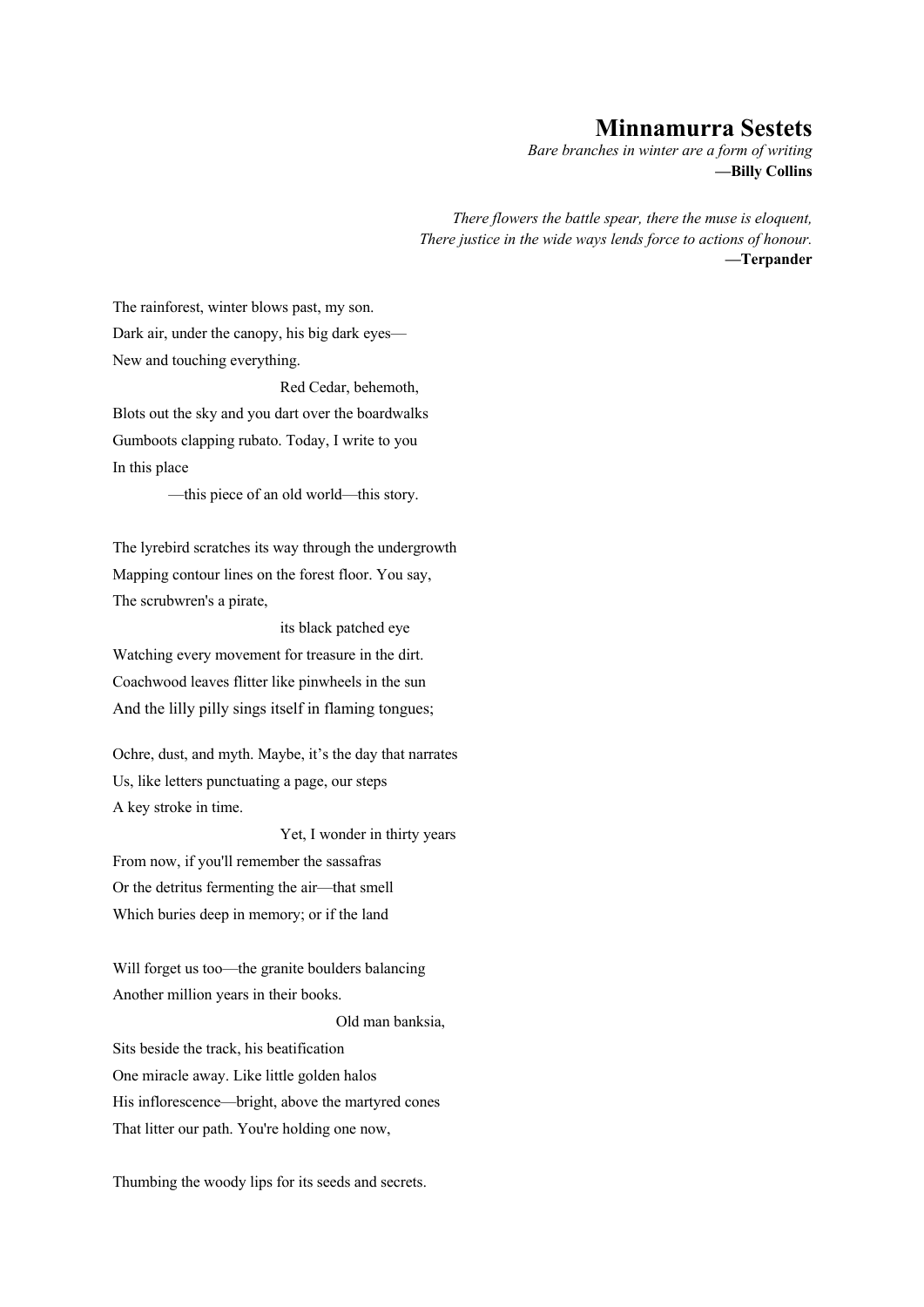# Minnamurra Sestets

*Bare branches in winter are a form of writing*
**—Billy Collins**

*There flowers the battle spear, there the muse is eloquent,*
*There justice in the wide ways lends force to actions of honour.*
**—Terpander**

The rainforest, winter blows past, my son.
Dark air, under the canopy, his big dark eyes—
New and touching everything.
                                        Red Cedar, behemoth,
Blots out the sky and you dart over the boardwalks
Gumboots clapping rubato. Today, I write to you
In this place
            —this piece of an old world—this story.

The lyrebird scratches its way through the undergrowth
Mapping contour lines on the forest floor. You say,
The scrubwren's a pirate,
                                        its black patched eye
Watching every movement for treasure in the dirt.
Coachwood leaves flitter like pinwheels in the sun
And the lilly pilly sings itself in flaming tongues;

Ochre, dust, and myth. Maybe, it's the day that narrates
Us, like letters punctuating a page, our steps
A key stroke in time.
                                        Yet, I wonder in thirty years
From now, if you'll remember the sassafras
Or the detritus fermenting the air—that smell
Which buries deep in memory; or if the land

Will forget us too—the granite boulders balancing
Another million years in their books.
                                                Old man banksia,
Sits beside the track, his beatification
One miracle away. Like little golden halos
His inflorescence—bright, above the martyred cones
That litter our path. You're holding one now,

Thumbing the woody lips for its seeds and secrets.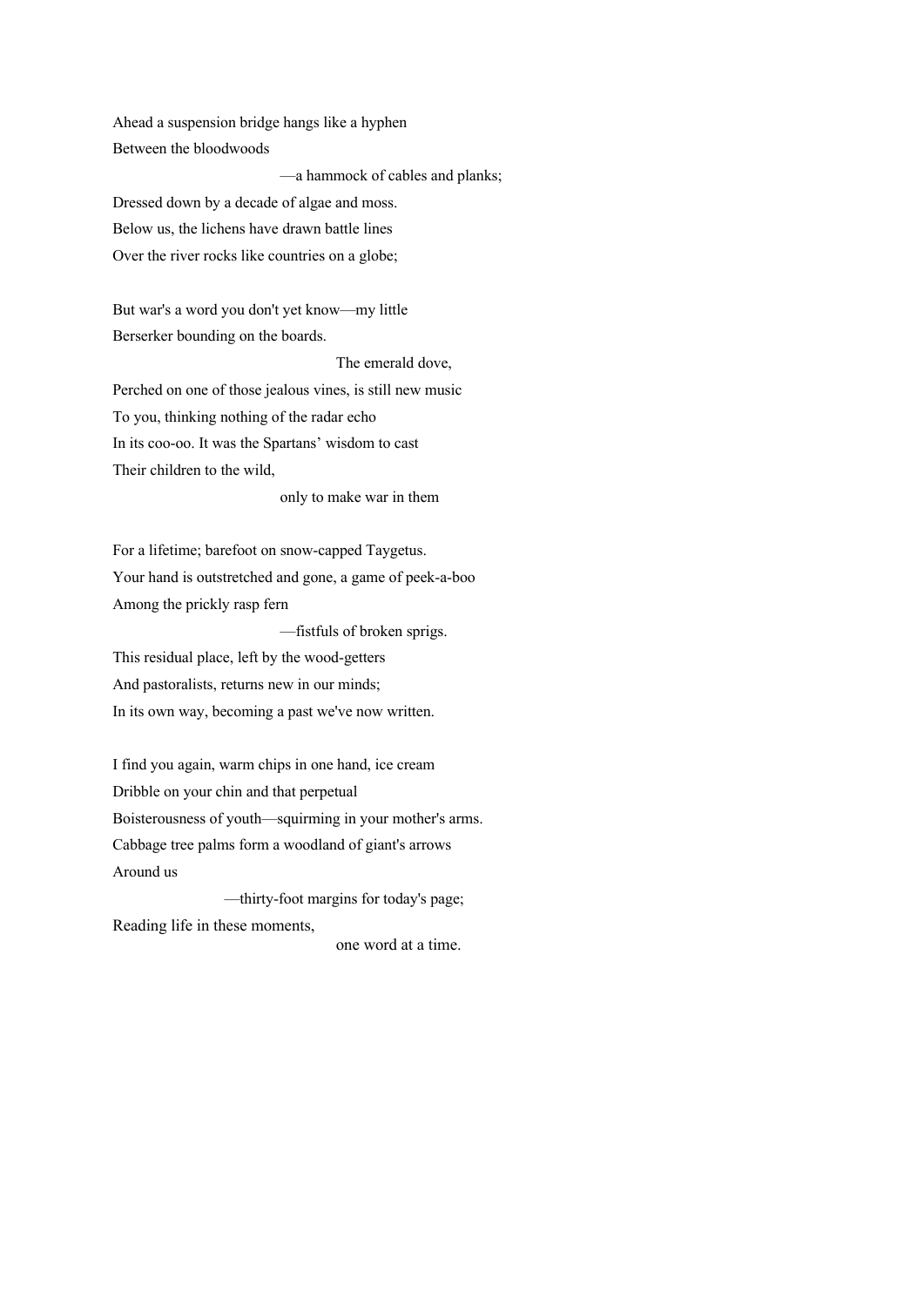Ahead a suspension bridge hangs like a hyphen  
Between the bloodwoods  
&nbsp;&nbsp;&nbsp;&nbsp;&nbsp;&nbsp;&nbsp;&nbsp;&nbsp;&nbsp;&nbsp;&nbsp;&nbsp;&nbsp;&nbsp;&nbsp;&nbsp;&nbsp;&nbsp;&nbsp;&nbsp;&nbsp;&nbsp;&nbsp;&nbsp;&nbsp;&nbsp;&nbsp;&nbsp;&nbsp;—a hammock of cables and planks;  
Dressed down by a decade of algae and moss.  
Below us, the lichens have drawn battle lines  
Over the river rocks like countries on a globe;

But war's a word you don't yet know—my little  
Berserker bounding on the boards.  
&nbsp;&nbsp;&nbsp;&nbsp;&nbsp;&nbsp;&nbsp;&nbsp;&nbsp;&nbsp;&nbsp;&nbsp;&nbsp;&nbsp;&nbsp;&nbsp;&nbsp;&nbsp;&nbsp;&nbsp;&nbsp;&nbsp;&nbsp;&nbsp;&nbsp;&nbsp;&nbsp;&nbsp;&nbsp;&nbsp;&nbsp;&nbsp;&nbsp;&nbsp;&nbsp;&nbsp;&nbsp;&nbsp;&nbsp;&nbsp;&nbsp;&nbsp;&nbsp;&nbsp;&nbsp;&nbsp;&nbsp;&nbsp;The emerald dove,  
Perched on one of those jealous vines, is still new music  
To you, thinking nothing of the radar echo  
In its coo-oo. It was the Spartans' wisdom to cast  
Their children to the wild,  
&nbsp;&nbsp;&nbsp;&nbsp;&nbsp;&nbsp;&nbsp;&nbsp;&nbsp;&nbsp;&nbsp;&nbsp;&nbsp;&nbsp;&nbsp;&nbsp;&nbsp;&nbsp;&nbsp;&nbsp;&nbsp;&nbsp;&nbsp;&nbsp;&nbsp;&nbsp;&nbsp;&nbsp;&nbsp;&nbsp;only to make war in them

For a lifetime; barefoot on snow-capped Taygetus.  
Your hand is outstretched and gone, a game of peek-a-boo  
Among the prickly rasp fern  
&nbsp;&nbsp;&nbsp;&nbsp;&nbsp;&nbsp;&nbsp;&nbsp;&nbsp;&nbsp;&nbsp;&nbsp;&nbsp;&nbsp;&nbsp;&nbsp;&nbsp;&nbsp;&nbsp;&nbsp;&nbsp;&nbsp;&nbsp;&nbsp;&nbsp;&nbsp;&nbsp;&nbsp;&nbsp;&nbsp;—fistfuls of broken sprigs.  
This residual place, left by the wood-getters  
And pastoralists, returns new in our minds;  
In its own way, becoming a past we've now written.

I find you again, warm chips in one hand, ice cream  
Dribble on your chin and that perpetual  
Boisterousness of youth—squirming in your mother's arms.  
Cabbage tree palms form a woodland of giant's arrows  
Around us  
&nbsp;&nbsp;&nbsp;&nbsp;&nbsp;&nbsp;&nbsp;&nbsp;&nbsp;&nbsp;&nbsp;&nbsp;&nbsp;&nbsp;&nbsp;&nbsp;&nbsp;&nbsp;&nbsp;&nbsp;&nbsp;&nbsp;&nbsp;—thirty-foot margins for today's page;  
Reading life in these moments,  
&nbsp;&nbsp;&nbsp;&nbsp;&nbsp;&nbsp;&nbsp;&nbsp;&nbsp;&nbsp;&nbsp;&nbsp;&nbsp;&nbsp;&nbsp;&nbsp;&nbsp;&nbsp;&nbsp;&nbsp;&nbsp;&nbsp;&nbsp;&nbsp;&nbsp;&nbsp;&nbsp;&nbsp;&nbsp;&nbsp;&nbsp;&nbsp;&nbsp;&nbsp;&nbsp;&nbsp;&nbsp;&nbsp;&nbsp;&nbsp;&nbsp;&nbsp;&nbsp;&nbsp;&nbsp;&nbsp;&nbsp;&nbsp;one word at a time.